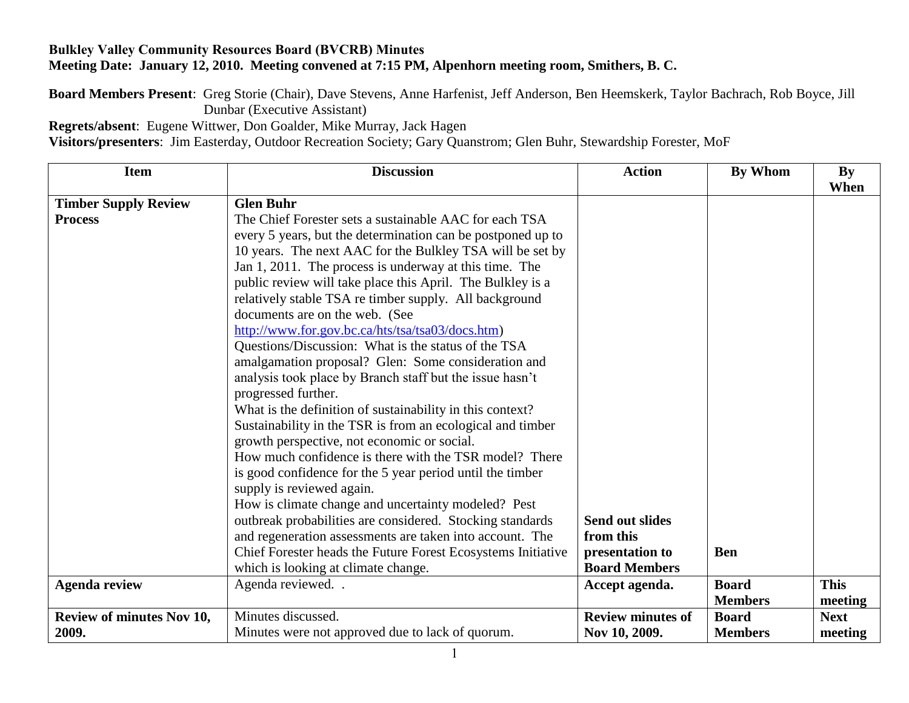**Bulkley Valley Community Resources Board (BVCRB) Minutes**
**Meeting Date: January 12, 2010. Meeting convened at 7:15 PM, Alpenhorn meeting room, Smithers, B. C.**

**Board Members Present**: Greg Storie (Chair), Dave Stevens, Anne Harfenist, Jeff Anderson, Ben Heemskerk, Taylor Bachrach, Rob Boyce, Jill Dunbar (Executive Assistant)
**Regrets/absent**: Eugene Wittwer, Don Goalder, Mike Murray, Jack Hagen
**Visitors/presenters**: Jim Easterday, Outdoor Recreation Society; Gary Quanstrom; Glen Buhr, Stewardship Forester, MoF

| Item | Discussion | Action | By Whom | By When |
|---|---|---|---|---|
| **Timber Supply Review Process** | **Glen Buhr**<br>The Chief Forester sets a sustainable AAC for each TSA every 5 years, but the determination can be postponed up to 10 years. The next AAC for the Bulkley TSA will be set by Jan 1, 2011. The process is underway at this time. The public review will take place this April. The Bulkley is a relatively stable TSA re timber supply. All background documents are on the web. (See http://www.for.gov.bc.ca/hts/tsa/tsa03/docs.htm)<br>Questions/Discussion: What is the status of the TSA amalgamation proposal? Glen: Some consideration and analysis took place by Branch staff but the issue hasn't progressed further.<br>What is the definition of sustainability in this context? Sustainability in the TSR is from an ecological and timber growth perspective, not economic or social.<br>How much confidence is there with the TSR model? There is good confidence for the 5 year period until the timber supply is reviewed again.<br>How is climate change and uncertainty modeled? Pest outbreak probabilities are considered. Stocking standards and regeneration assessments are taken into account. The Chief Forester heads the Future Forest Ecosystems Initiative which is looking at climate change. | **Send out slides from this presentation to Board Members** | **Ben** | |
| **Agenda review** | Agenda reviewed. . | **Accept agenda.** | **Board Members** | **This meeting** |
| **Review of minutes Nov 10, 2009.** | Minutes discussed.<br>Minutes were not approved due to lack of quorum. | **Review minutes of Nov 10, 2009.** | **Board Members** | **Next meeting** |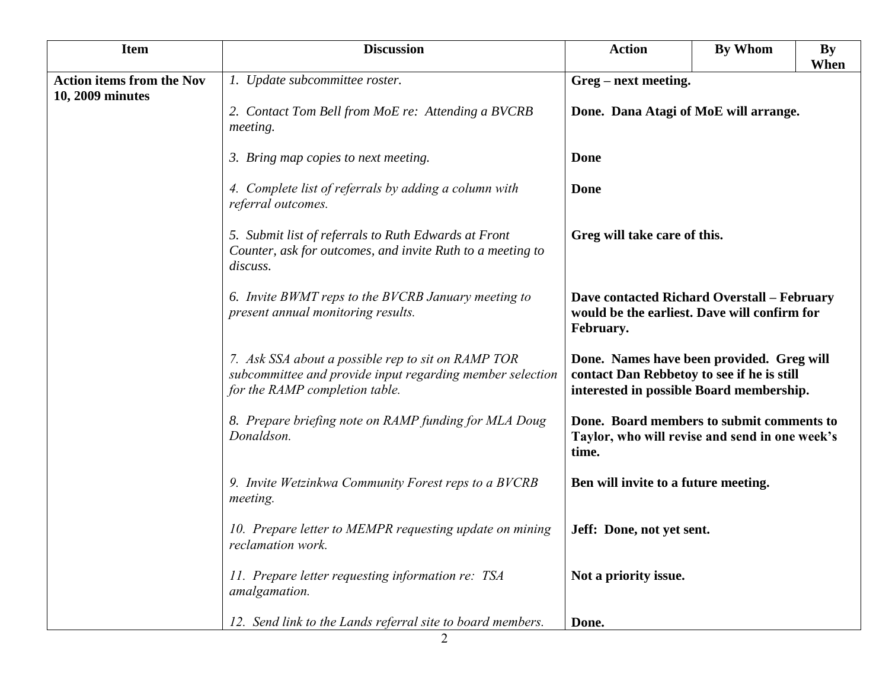| Item | Discussion | Action | By Whom | By When |
|---|---|---|---|---|
| **Action items from the Nov 10, 2009 minutes** | *1. Update subcommittee roster.* | **Greg – next meeting.** | | |
| | *2. Contact Tom Bell from MoE re: Attending a BVCRB meeting.* | **Done. Dana Atagi of MoE will arrange.** | | |
| | *3. Bring map copies to next meeting.* | **Done** | | |
| | *4. Complete list of referrals by adding a column with referral outcomes.* | **Done** | | |
| | *5. Submit list of referrals to Ruth Edwards at Front Counter, ask for outcomes, and invite Ruth to a meeting to discuss.* | **Greg will take care of this.** | | |
| | *6. Invite BWMT reps to the BVCRB January meeting to present annual monitoring results.* | **Dave contacted Richard Overstall – February would be the earliest. Dave will confirm for February.** | | |
| | *7. Ask SSA about a possible rep to sit on RAMP TOR subcommittee and provide input regarding member selection for the RAMP completion table.* | **Done. Names have been provided. Greg will contact Dan Rebbetoy to see if he is still interested in possible Board membership.** | | |
| | *8. Prepare briefing note on RAMP funding for MLA Doug Donaldson.* | **Done. Board members to submit comments to Taylor, who will revise and send in one week's time.** | | |
| | *9. Invite Wetzinkwa Community Forest reps to a BVCRB meeting.* | **Ben will invite to a future meeting.** | | |
| | *10. Prepare letter to MEMPR requesting update on mining reclamation work.* | **Jeff: Done, not yet sent.** | | |
| | *11. Prepare letter requesting information re: TSA amalgamation.* | **Not a priority issue.** | | |
| | *12. Send link to the Lands referral site to board members.* | **Done.** | | |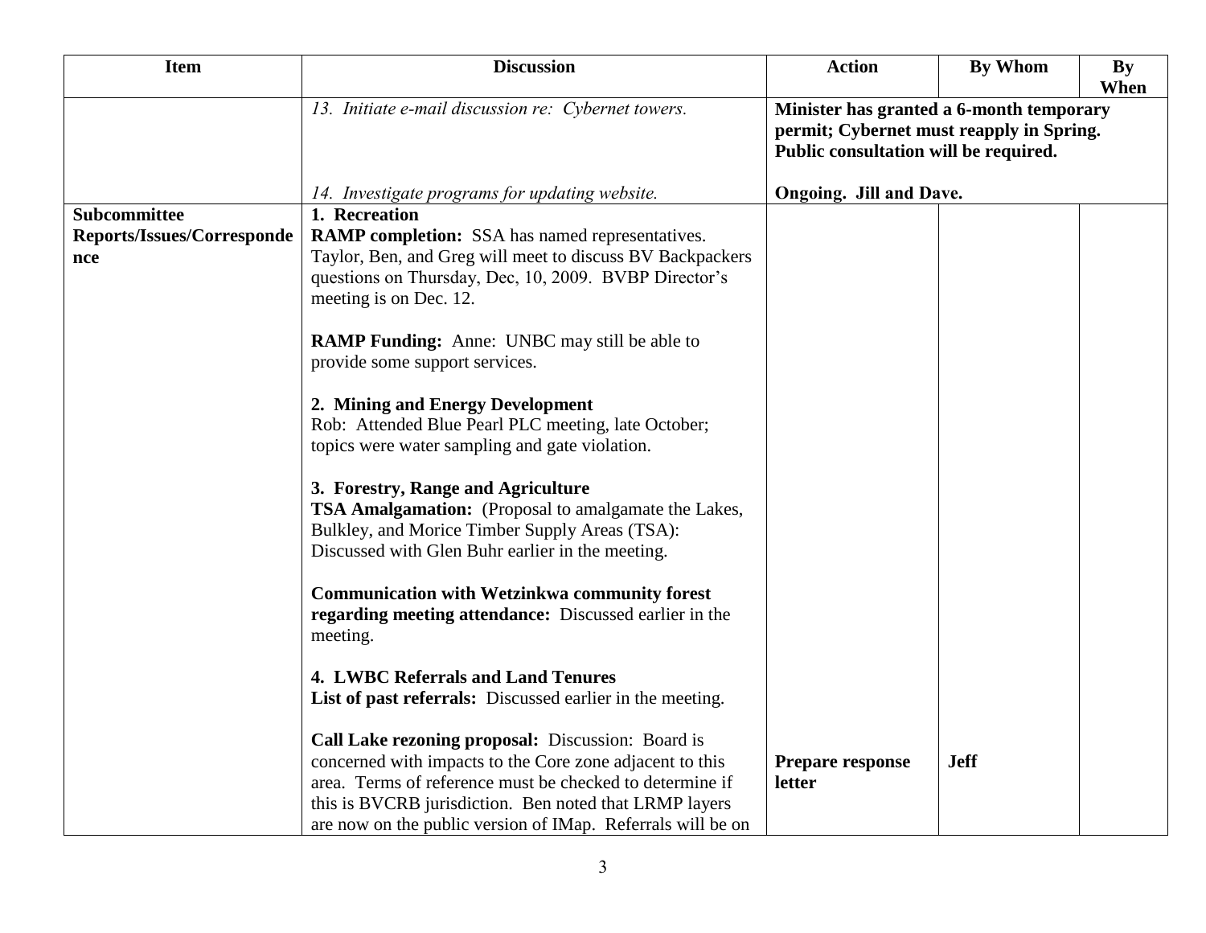| Item | Discussion | Action | By Whom | By When |
|---|---|---|---|---|
| | *13. Initiate e-mail discussion re: Cybernet towers.* | **Minister has granted a 6-month temporary permit; Cybernet must reapply in Spring. Public consultation will be required.** | | |
| | *14. Investigate programs for updating website.* | **Ongoing. Jill and Dave.** | | |
| **Subcommittee Reports/Issues/Correspondence** | **1. Recreation**<br>**RAMP completion:** SSA has named representatives. Taylor, Ben, and Greg will meet to discuss BV Backpackers questions on Thursday, Dec, 10, 2009. BVBP Director's meeting is on Dec. 12.<br><br>**RAMP Funding:** Anne: UNBC may still be able to provide some support services.<br><br>**2. Mining and Energy Development**<br>Rob: Attended Blue Pearl PLC meeting, late October; topics were water sampling and gate violation.<br><br>**3. Forestry, Range and Agriculture**<br>**TSA Amalgamation:** (Proposal to amalgamate the Lakes, Bulkley, and Morice Timber Supply Areas (TSA): Discussed with Glen Buhr earlier in the meeting.<br><br>**Communication with Wetzinkwa community forest regarding meeting attendance:** Discussed earlier in the meeting.<br><br>**4. LWBC Referrals and Land Tenures**<br>**List of past referrals:** Discussed earlier in the meeting.<br><br>**Call Lake rezoning proposal:** Discussion: Board is concerned with impacts to the Core zone adjacent to this area. Terms of reference must be checked to determine if this is BVCRB jurisdiction. Ben noted that LRMP layers are now on the public version of IMap. Referrals will be on | **Prepare response letter** | **Jeff** | |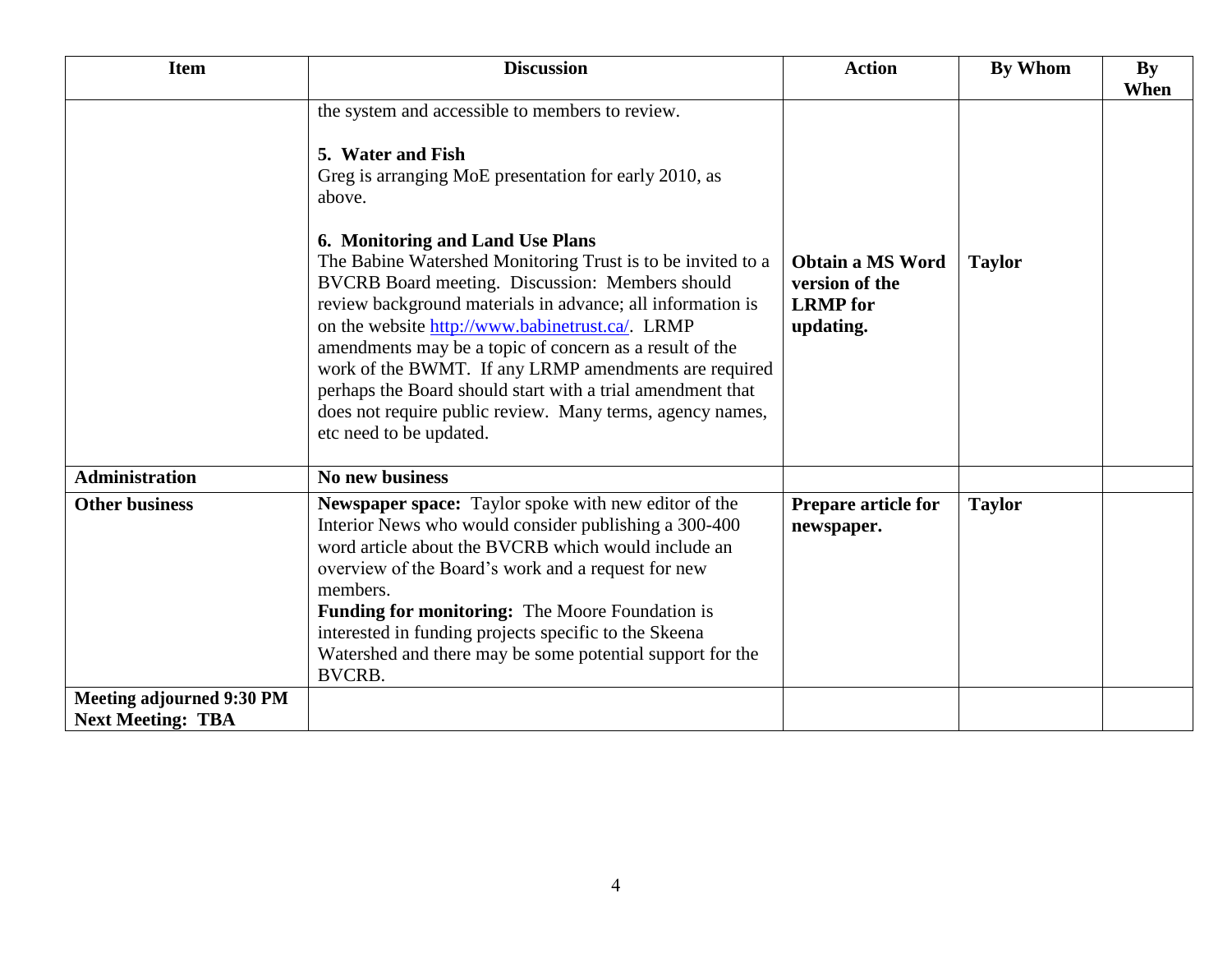| Item | Discussion | Action | By Whom | By When |
|---|---|---|---|---|
| | the system and accessible to members to review.<br><br>**5. Water and Fish**<br>Greg is arranging MoE presentation for early 2010, as above.<br><br>**6. Monitoring and Land Use Plans**<br>The Babine Watershed Monitoring Trust is to be invited to a BVCRB Board meeting. Discussion: Members should review background materials in advance; all information is on the website http://www.babinetrust.ca/. LRMP amendments may be a topic of concern as a result of the work of the BWMT. If any LRMP amendments are required perhaps the Board should start with a trial amendment that does not require public review. Many terms, agency names, etc need to be updated. | **Obtain a MS Word version of the LRMP for updating.** | **Taylor** | |
| **Administration** | **No new business** | | | |
| **Other business** | **Newspaper space:** Taylor spoke with new editor of the Interior News who would consider publishing a 300-400 word article about the BVCRB which would include an overview of the Board's work and a request for new members.<br>**Funding for monitoring:** The Moore Foundation is interested in funding projects specific to the Skeena Watershed and there may be some potential support for the BVCRB. | **Prepare article for newspaper.** | **Taylor** | |
| **Meeting adjourned 9:30 PM**<br>**Next Meeting: TBA** | | | | |